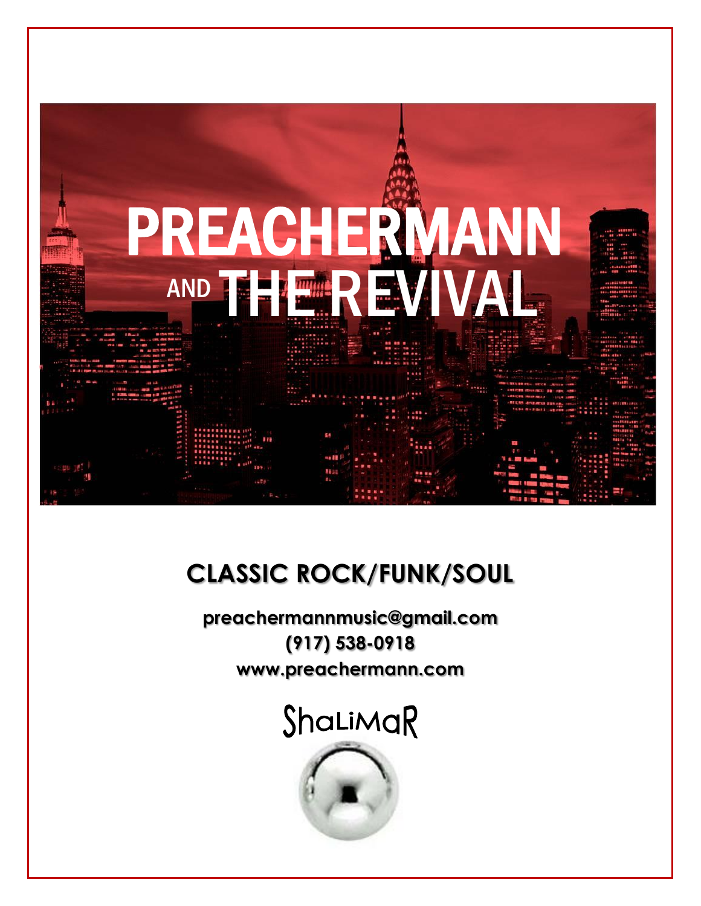# PREACHERMANN AND THE REVIVAL

## CLASSIC ROCK/FUNK/SOUL

**preachermannmusic@gmail.com**
**(917) 538-0918**
**www.preachermann.com**

ShaLiMaR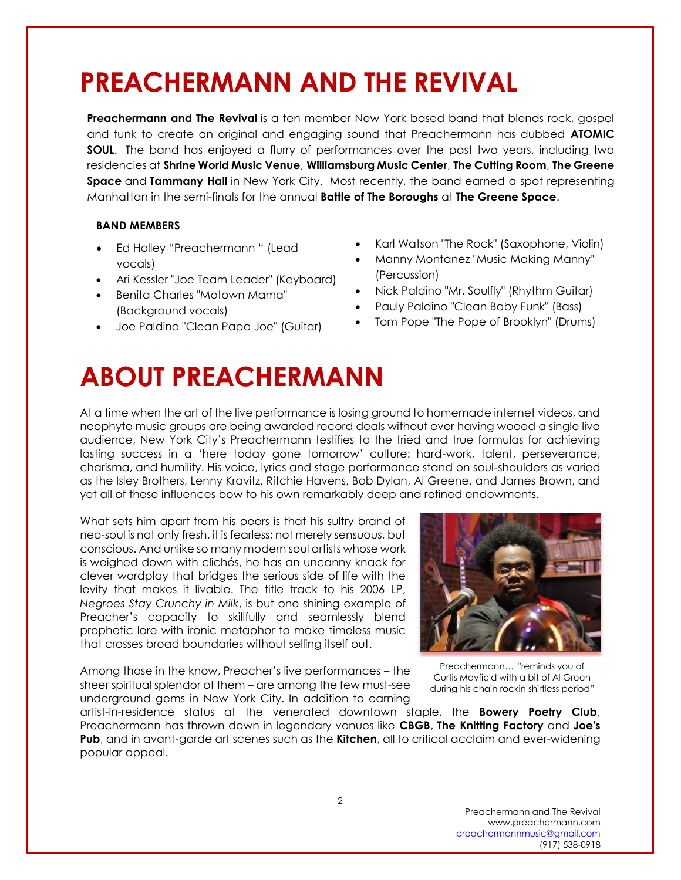# PREACHERMANN AND THE REVIVAL

**Preachermann and The Revival** is a ten member New York based band that blends rock, gospel and funk to create an original and engaging sound that Preachermann has dubbed **ATOMIC SOUL**. The band has enjoyed a flurry of performances over the past two years, including two residencies at **Shrine World Music Venue**, **Williamsburg Music Center**, **The Cutting Room**, **The Greene Space** and **Tammany Hall** in New York City. Most recently, the band earned a spot representing Manhattan in the semi-finals for the annual **Battle of The Boroughs** at **The Greene Space**.

### BAND MEMBERS

- Ed Holley "Preachermann " (Lead vocals)
- Ari Kessler "Joe Team Leader" (Keyboard)
- Benita Charles "Motown Mama" (Background vocals)
- Joe Paldino "Clean Papa Joe" (Guitar)
- Karl Watson "The Rock" (Saxophone, Violin)
- Manny Montanez "Music Making Manny" (Percussion)
- Nick Paldino "Mr. Soulfly" (Rhythm Guitar)
- Pauly Paldino "Clean Baby Funk" (Bass)
- Tom Pope "The Pope of Brooklyn" (Drums)

# ABOUT PREACHERMANN

At a time when the art of the live performance is losing ground to homemade internet videos, and neophyte music groups are being awarded record deals without ever having wooed a single live audience, New York City's Preachermann testifies to the tried and true formulas for achieving lasting success in a 'here today gone tomorrow' culture: hard-work, talent, perseverance, charisma, and humility. His voice, lyrics and stage performance stand on soul-shoulders as varied as the Isley Brothers, Lenny Kravitz, Ritchie Havens, Bob Dylan, Al Greene, and James Brown, and yet all of these influences bow to his own remarkably deep and refined endowments.

What sets him apart from his peers is that his sultry brand of neo-soul is not only fresh, it is fearless; not merely sensuous, but conscious. And unlike so many modern soul artists whose work is weighed down with clichés, he has an uncanny knack for clever wordplay that bridges the serious side of life with the levity that makes it livable. The title track to his 2006 LP, *Negroes Stay Crunchy in Milk*, is but one shining example of Preacher's capacity to skillfully and seamlessly blend prophetic lore with ironic metaphor to make timeless music that crosses broad boundaries without selling itself out.

Preachermann… "reminds you of Curtis Mayfield with a bit of Al Green during his chain rockin shirtless period"

Among those in the know, Preacher's live performances – the sheer spiritual splendor of them – are among the few must-see underground gems in New York City. In addition to earning artist-in-residence status at the venerated downtown staple, the **Bowery Poetry Club**, Preachermann has thrown down in legendary venues like **CBGB**, **The Knitting Factory** and **Joe's Pub**, and in avant-garde art scenes such as the **Kitchen**, all to critical acclaim and ever-widening popular appeal.

Preachermann and The Revival
www.preachermann.com
preachermannmusic@gmail.com
(917) 538-0918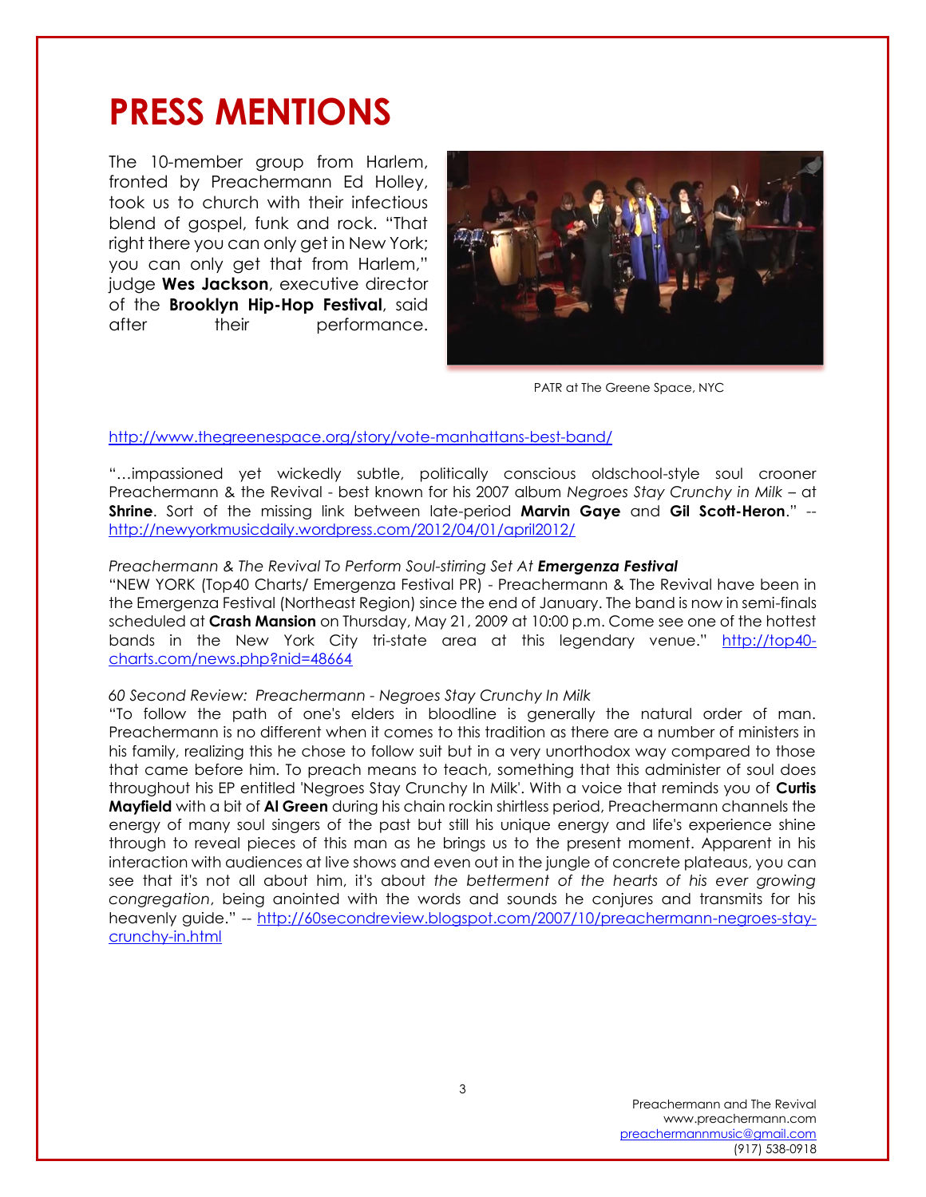# PRESS MENTIONS

The 10-member group from Harlem, fronted by Preachermann Ed Holley, took us to church with their infectious blend of gospel, funk and rock. "That right there you can only get in New York; you can only get that from Harlem," judge **Wes Jackson**, executive director of the **Brooklyn Hip-Hop Festival**, said after their performance.

PATR at The Greene Space, NYC

http://www.thegreenespace.org/story/vote-manhattans-best-band/

"…impassioned yet wickedly subtle, politically conscious oldschool-style soul crooner Preachermann & the Revival - best known for his 2007 album *Negroes Stay Crunchy in Milk* – at **Shrine**. Sort of the missing link between late-period **Marvin Gaye** and **Gil Scott-Heron**." -- http://newyorkmusicdaily.wordpress.com/2012/04/01/april2012/

*Preachermann & The Revival To Perform Soul-stirring Set At* ***Emergenza Festival***

"NEW YORK (Top40 Charts/ Emergenza Festival PR) - Preachermann & The Revival have been in the Emergenza Festival (Northeast Region) since the end of January. The band is now in semi-finals scheduled at **Crash Mansion** on Thursday, May 21, 2009 at 10:00 p.m. Come see one of the hottest bands in the New York City tri-state area at this legendary venue." http://top40-charts.com/news.php?nid=48664

*60 Second Review: Preachermann - Negroes Stay Crunchy In Milk*

"To follow the path of one's elders in bloodline is generally the natural order of man. Preachermann is no different when it comes to this tradition as there are a number of ministers in his family, realizing this he chose to follow suit but in a very unorthodox way compared to those that came before him. To preach means to teach, something that this administer of soul does throughout his EP entitled 'Negroes Stay Crunchy In Milk'. With a voice that reminds you of **Curtis Mayfield** with a bit of **Al Green** during his chain rockin shirtless period, Preachermann channels the energy of many soul singers of the past but still his unique energy and life's experience shine through to reveal pieces of this man as he brings us to the present moment. Apparent in his interaction with audiences at live shows and even out in the jungle of concrete plateaus, you can see that it's not all about him, it's about *the betterment of the hearts of his ever growing congregation*, being anointed with the words and sounds he conjures and transmits for his heavenly guide." -- http://60secondreview.blogspot.com/2007/10/preachermann-negroes-stay-crunchy-in.html

Preachermann and The Revival
www.preachermann.com
preachermannmusic@gmail.com
(917) 538-0918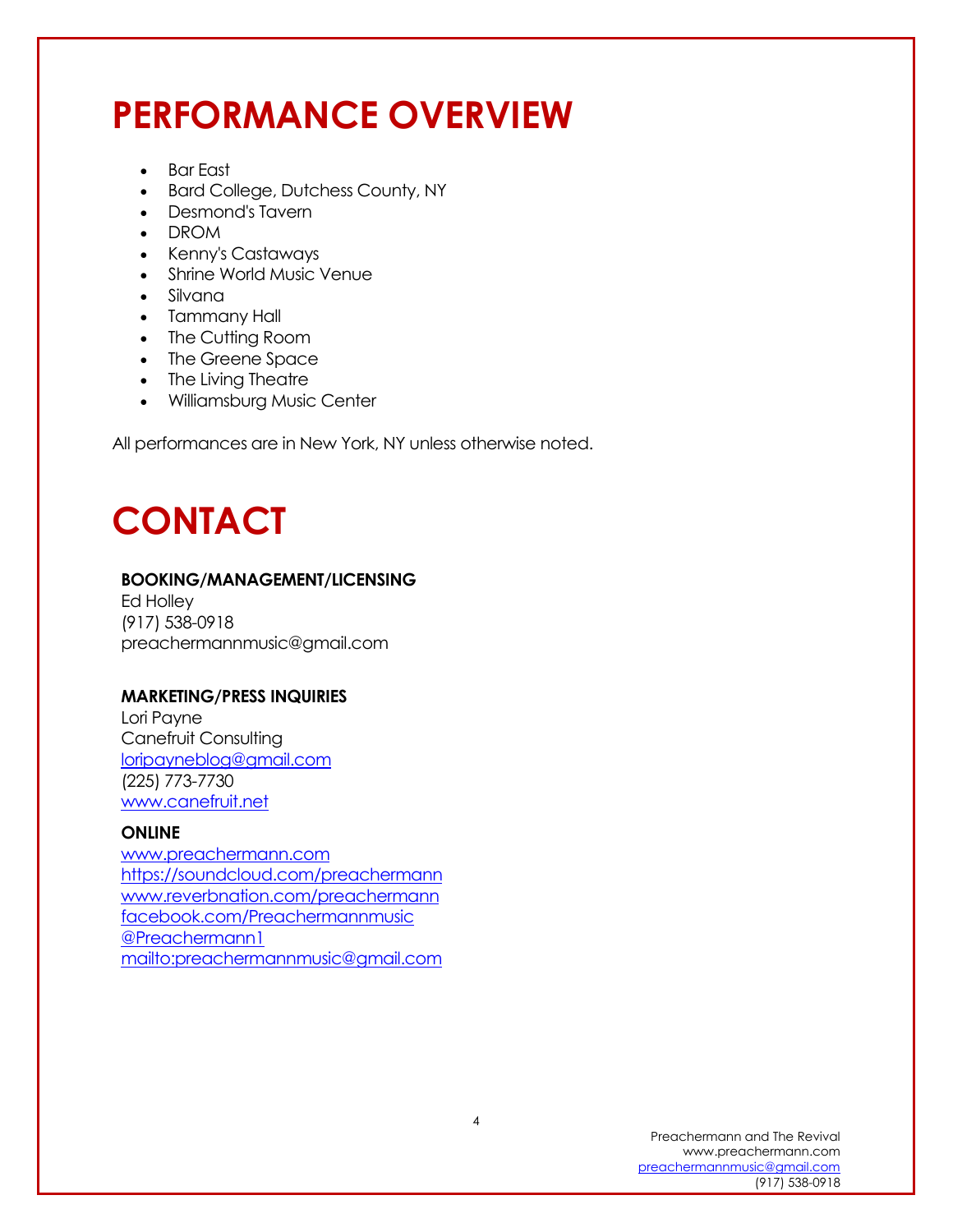# PERFORMANCE OVERVIEW

- Bar East
- Bard College, Dutchess County, NY
- Desmond's Tavern
- DROM
- Kenny's Castaways
- Shrine World Music Venue
- Silvana
- Tammany Hall
- The Cutting Room
- The Greene Space
- The Living Theatre
- Williamsburg Music Center

All performances are in New York, NY unless otherwise noted.

# CONTACT

**BOOKING/MANAGEMENT/LICENSING**
Ed Holley
(917) 538-0918
preachermannmusic@gmail.com

**MARKETING/PRESS INQUIRIES**
Lori Payne
Canefruit Consulting
loripayneblog@gmail.com
(225) 773-7730
www.canefruit.net

**ONLINE**
www.preachermann.com
https://soundcloud.com/preachermann
www.reverbnation.com/preachermann
facebook.com/Preachermannmusic
@Preachermann1
mailto:preachermannmusic@gmail.com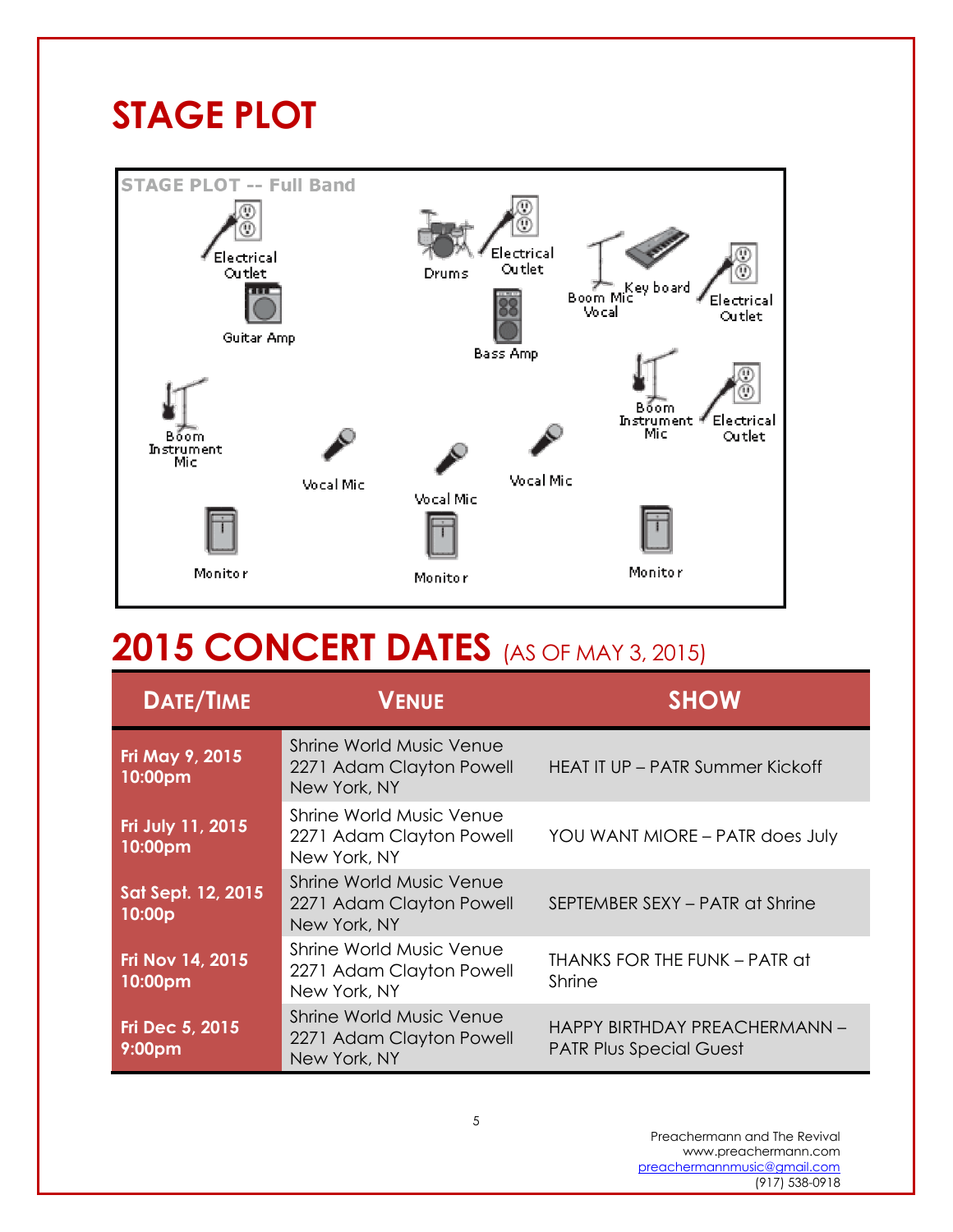# STAGE PLOT

STAGE PLOT -- Full Band

Electrical Outlet

Guitar Amp

Drums

Electrical Outlet

Bass Amp

Boom Mic Vocal

Key board

Electrical Outlet

Boom Instrument Mic

Boom Instrument Mic

Electrical Outlet

Vocal Mic

Vocal Mic

Vocal Mic

Monitor

Monitor

Monitor

# 2015 CONCERT DATES (AS OF MAY 3, 2015)

| DATE/TIME | VENUE | SHOW |
|---|---|---|
| **Fri May 9, 2015 10:00pm** | Shrine World Music Venue 2271 Adam Clayton Powell New York, NY | HEAT IT UP – PATR Summer Kickoff |
| **Fri July 11, 2015 10:00pm** | Shrine World Music Venue 2271 Adam Clayton Powell New York, NY | YOU WANT MIORE – PATR does July |
| **Sat Sept. 12, 2015 10:00p** | Shrine World Music Venue 2271 Adam Clayton Powell New York, NY | SEPTEMBER SEXY – PATR at Shrine |
| **Fri Nov 14, 2015 10:00pm** | Shrine World Music Venue 2271 Adam Clayton Powell New York, NY | THANKS FOR THE FUNK – PATR at Shrine |
| **Fri Dec 5, 2015 9:00pm** | Shrine World Music Venue 2271 Adam Clayton Powell New York, NY | HAPPY BIRTHDAY PREACHERMANN – PATR Plus Special Guest |

Preachermann and The Revival
www.preachermann.com
preachermannmusic@gmail.com
(917) 538-0918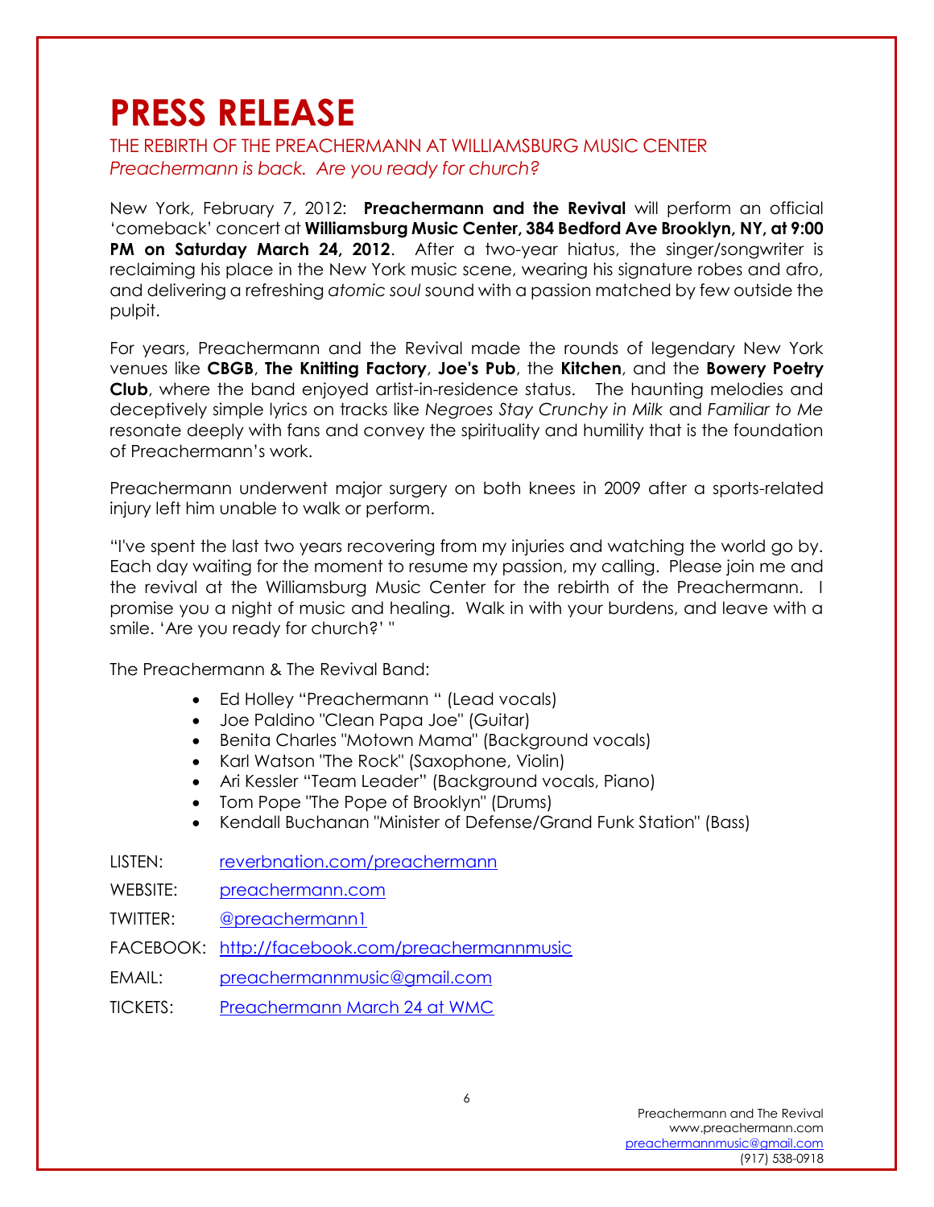# PRESS RELEASE

THE REBIRTH OF THE PREACHERMANN AT WILLIAMSBURG MUSIC CENTER
*Preachermann is back. Are you ready for church?*

New York, February 7, 2012: **Preachermann and the Revival** will perform an official 'comeback' concert at **Williamsburg Music Center, 384 Bedford Ave Brooklyn, NY, at 9:00 PM on Saturday March 24, 2012**. After a two-year hiatus, the singer/songwriter is reclaiming his place in the New York music scene, wearing his signature robes and afro, and delivering a refreshing *atomic soul* sound with a passion matched by few outside the pulpit.

For years, Preachermann and the Revival made the rounds of legendary New York venues like **CBGB**, **The Knitting Factory**, **Joe's Pub**, the **Kitchen**, and the **Bowery Poetry Club**, where the band enjoyed artist-in-residence status. The haunting melodies and deceptively simple lyrics on tracks like *Negroes Stay Crunchy in Milk* and *Familiar to Me* resonate deeply with fans and convey the spirituality and humility that is the foundation of Preachermann's work.

Preachermann underwent major surgery on both knees in 2009 after a sports-related injury left him unable to walk or perform.

"I've spent the last two years recovering from my injuries and watching the world go by. Each day waiting for the moment to resume my passion, my calling. Please join me and the revival at the Williamsburg Music Center for the rebirth of the Preachermann. I promise you a night of music and healing. Walk in with your burdens, and leave with a smile. 'Are you ready for church?' "

The Preachermann & The Revival Band:

- Ed Holley "Preachermann " (Lead vocals)
- Joe Paldino "Clean Papa Joe" (Guitar)
- Benita Charles "Motown Mama" (Background vocals)
- Karl Watson "The Rock" (Saxophone, Violin)
- Ari Kessler "Team Leader" (Background vocals, Piano)
- Tom Pope "The Pope of Brooklyn" (Drums)
- Kendall Buchanan "Minister of Defense/Grand Funk Station" (Bass)

LISTEN: reverbnation.com/preachermann

WEBSITE: preachermann.com

TWITTER: @preachermann1

FACEBOOK: http://facebook.com/preachermannmusic

EMAIL: preachermannmusic@gmail.com

TICKETS: Preachermann March 24 at WMC

Preachermann and The Revival
www.preachermann.com
preachermannmusic@gmail.com
(917) 538-0918